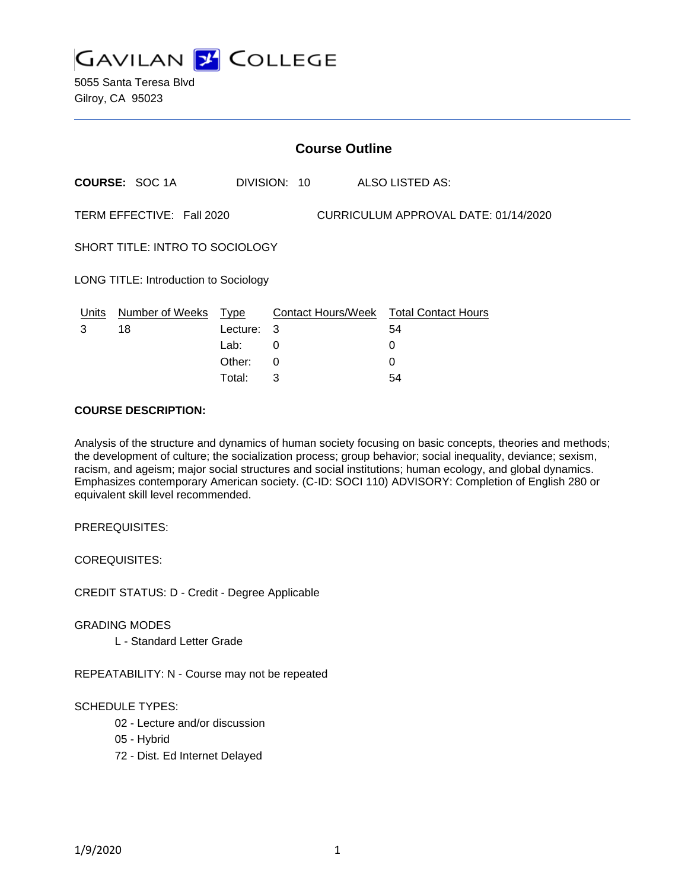# GAVILAN COLLEGE

5055 Santa Teresa Blvd
Gilroy, CA 95023

## Course Outline

**COURSE:** SOC 1A DIVISION: 10 ALSO LISTED AS:

TERM EFFECTIVE: Fall 2020 CURRICULUM APPROVAL DATE: 01/14/2020

SHORT TITLE: INTRO TO SOCIOLOGY

LONG TITLE: Introduction to Sociology

| Units | Number of Weeks | Type | Contact Hours/Week | Total Contact Hours |
|---|---|---|---|---|
| 3 | 18 | Lecture: | 3 | 54 |
| | | Lab: | 0 | 0 |
| | | Other: | 0 | 0 |
| | | Total: | 3 | 54 |

**COURSE DESCRIPTION:**

Analysis of the structure and dynamics of human society focusing on basic concepts, theories and methods; the development of culture; the socialization process; group behavior; social inequality, deviance; sexism, racism, and ageism; major social structures and social institutions; human ecology, and global dynamics. Emphasizes contemporary American society. (C-ID: SOCI 110) ADVISORY: Completion of English 280 or equivalent skill level recommended.

PREREQUISITES:

COREQUISITES:

CREDIT STATUS: D - Credit - Degree Applicable

GRADING MODES

- L - Standard Letter Grade

REPEATABILITY: N - Course may not be repeated

SCHEDULE TYPES:

- 02 - Lecture and/or discussion
- 05 - Hybrid
- 72 - Dist. Ed Internet Delayed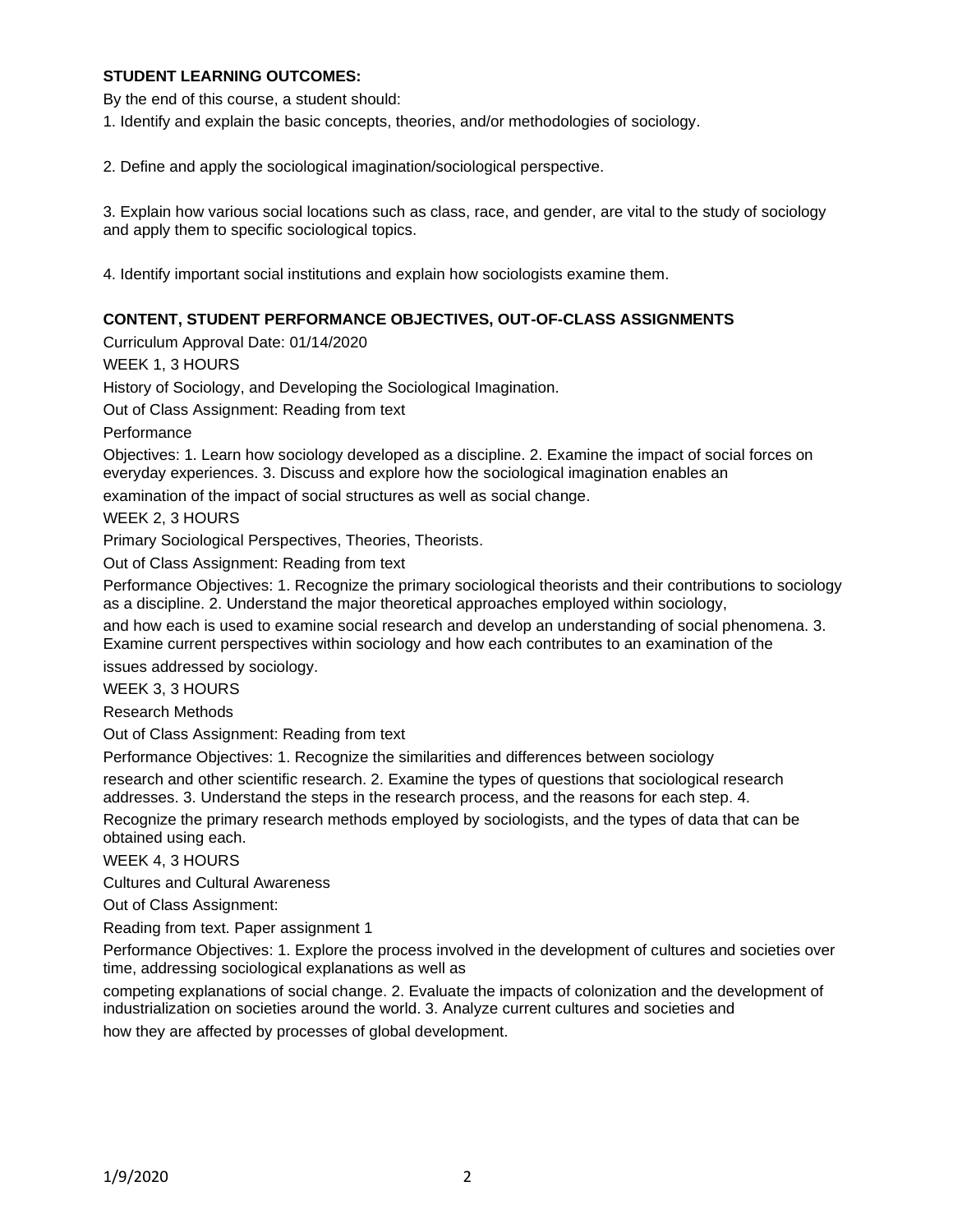**STUDENT LEARNING OUTCOMES:**

By the end of this course, a student should:

1. Identify and explain the basic concepts, theories, and/or methodologies of sociology.

2. Define and apply the sociological imagination/sociological perspective.

3. Explain how various social locations such as class, race, and gender, are vital to the study of sociology and apply them to specific sociological topics.

4. Identify important social institutions and explain how sociologists examine them.

**CONTENT, STUDENT PERFORMANCE OBJECTIVES, OUT-OF-CLASS ASSIGNMENTS**

Curriculum Approval Date: 01/14/2020

WEEK 1, 3 HOURS

History of Sociology, and Developing the Sociological Imagination.

Out of Class Assignment: Reading from text

Performance

Objectives: 1. Learn how sociology developed as a discipline. 2. Examine the impact of social forces on everyday experiences. 3. Discuss and explore how the sociological imagination enables an examination of the impact of social structures as well as social change.

WEEK 2, 3 HOURS

Primary Sociological Perspectives, Theories, Theorists.

Out of Class Assignment: Reading from text

Performance Objectives: 1. Recognize the primary sociological theorists and their contributions to sociology as a discipline. 2. Understand the major theoretical approaches employed within sociology, and how each is used to examine social research and develop an understanding of social phenomena. 3. Examine current perspectives within sociology and how each contributes to an examination of the issues addressed by sociology.

WEEK 3, 3 HOURS

Research Methods

Out of Class Assignment: Reading from text

Performance Objectives: 1. Recognize the similarities and differences between sociology research and other scientific research. 2. Examine the types of questions that sociological research addresses. 3. Understand the steps in the research process, and the reasons for each step. 4. Recognize the primary research methods employed by sociologists, and the types of data that can be obtained using each.

WEEK 4, 3 HOURS

Cultures and Cultural Awareness

Out of Class Assignment:

Reading from text. Paper assignment 1

Performance Objectives: 1. Explore the process involved in the development of cultures and societies over time, addressing sociological explanations as well as competing explanations of social change. 2. Evaluate the impacts of colonization and the development of industrialization on societies around the world. 3. Analyze current cultures and societies and how they are affected by processes of global development.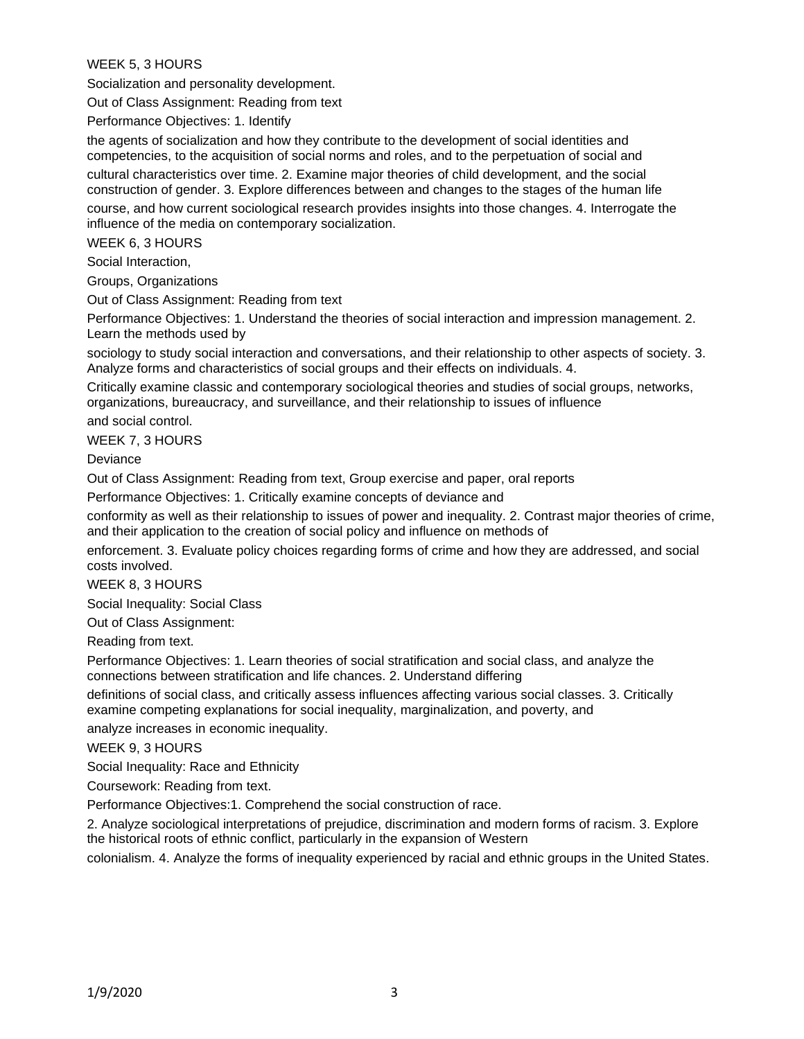WEEK 5, 3 HOURS

Socialization and personality development.

Out of Class Assignment: Reading from text

Performance Objectives: 1. Identify the agents of socialization and how they contribute to the development of social identities and competencies, to the acquisition of social norms and roles, and to the perpetuation of social and cultural characteristics over time. 2. Examine major theories of child development, and the social construction of gender. 3. Explore differences between and changes to the stages of the human life course, and how current sociological research provides insights into those changes. 4. Interrogate the influence of the media on contemporary socialization.

WEEK 6, 3 HOURS

Social Interaction,

Groups, Organizations

Out of Class Assignment: Reading from text

Performance Objectives: 1. Understand the theories of social interaction and impression management. 2. Learn the methods used by sociology to study social interaction and conversations, and their relationship to other aspects of society. 3. Analyze forms and characteristics of social groups and their effects on individuals. 4. Critically examine classic and contemporary sociological theories and studies of social groups, networks, organizations, bureaucracy, and surveillance, and their relationship to issues of influence and social control.

WEEK 7, 3 HOURS

Deviance

Out of Class Assignment: Reading from text, Group exercise and paper, oral reports

Performance Objectives: 1. Critically examine concepts of deviance and conformity as well as their relationship to issues of power and inequality. 2. Contrast major theories of crime, and their application to the creation of social policy and influence on methods of enforcement. 3. Evaluate policy choices regarding forms of crime and how they are addressed, and social costs involved.

WEEK 8, 3 HOURS

Social Inequality: Social Class

Out of Class Assignment:

Reading from text.

Performance Objectives: 1. Learn theories of social stratification and social class, and analyze the connections between stratification and life chances. 2. Understand differing definitions of social class, and critically assess influences affecting various social classes. 3. Critically examine competing explanations for social inequality, marginalization, and poverty, and analyze increases in economic inequality.

WEEK 9, 3 HOURS

Social Inequality: Race and Ethnicity

Coursework: Reading from text.

Performance Objectives:1. Comprehend the social construction of race.

2. Analyze sociological interpretations of prejudice, discrimination and modern forms of racism. 3. Explore the historical roots of ethnic conflict, particularly in the expansion of Western colonialism. 4. Analyze the forms of inequality experienced by racial and ethnic groups in the United States.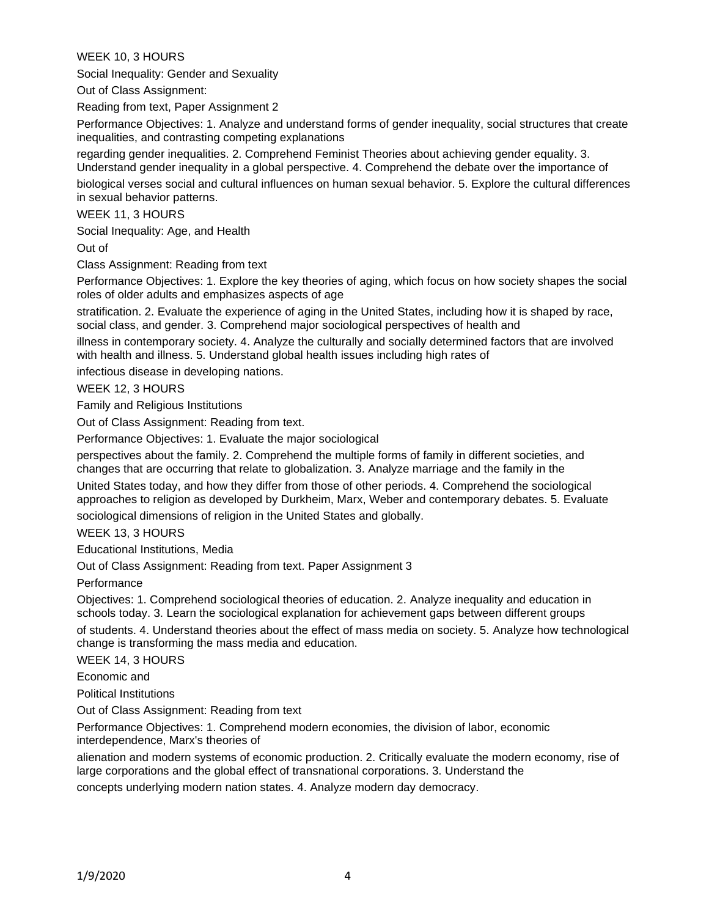WEEK 10, 3 HOURS

Social Inequality: Gender and Sexuality

Out of Class Assignment:

Reading from text, Paper Assignment 2

Performance Objectives: 1. Analyze and understand forms of gender inequality, social structures that create inequalities, and contrasting competing explanations regarding gender inequalities. 2. Comprehend Feminist Theories about achieving gender equality. 3. Understand gender inequality in a global perspective. 4. Comprehend the debate over the importance of biological verses social and cultural influences on human sexual behavior. 5. Explore the cultural differences in sexual behavior patterns.

WEEK 11, 3 HOURS

Social Inequality: Age, and Health

Out of Class Assignment: Reading from text

Performance Objectives: 1. Explore the key theories of aging, which focus on how society shapes the social roles of older adults and emphasizes aspects of age stratification. 2. Evaluate the experience of aging in the United States, including how it is shaped by race, social class, and gender. 3. Comprehend major sociological perspectives of health and illness in contemporary society. 4. Analyze the culturally and socially determined factors that are involved with health and illness. 5. Understand global health issues including high rates of infectious disease in developing nations.

WEEK 12, 3 HOURS

Family and Religious Institutions

Out of Class Assignment: Reading from text.

Performance Objectives: 1. Evaluate the major sociological perspectives about the family. 2. Comprehend the multiple forms of family in different societies, and changes that are occurring that relate to globalization. 3. Analyze marriage and the family in the United States today, and how they differ from those of other periods. 4. Comprehend the sociological approaches to religion as developed by Durkheim, Marx, Weber and contemporary debates. 5. Evaluate sociological dimensions of religion in the United States and globally.

WEEK 13, 3 HOURS

Educational Institutions, Media

Out of Class Assignment: Reading from text. Paper Assignment 3

Performance Objectives: 1. Comprehend sociological theories of education. 2. Analyze inequality and education in schools today. 3. Learn the sociological explanation for achievement gaps between different groups of students. 4. Understand theories about the effect of mass media on society. 5. Analyze how technological change is transforming the mass media and education.

WEEK 14, 3 HOURS

Economic and Political Institutions

Out of Class Assignment: Reading from text

Performance Objectives: 1. Comprehend modern economies, the division of labor, economic interdependence, Marx's theories of alienation and modern systems of economic production. 2. Critically evaluate the modern economy, rise of large corporations and the global effect of transnational corporations. 3. Understand the concepts underlying modern nation states. 4. Analyze modern day democracy.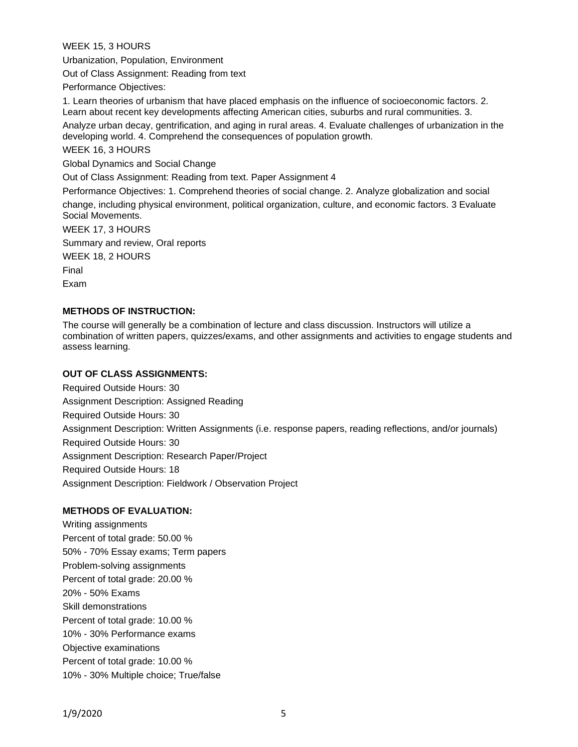WEEK 15, 3 HOURS

Urbanization, Population, Environment

Out of Class Assignment: Reading from text

Performance Objectives:

1. Learn theories of urbanism that have placed emphasis on the influence of socioeconomic factors. 2. Learn about recent key developments affecting American cities, suburbs and rural communities. 3. Analyze urban decay, gentrification, and aging in rural areas. 4. Evaluate challenges of urbanization in the developing world. 4. Comprehend the consequences of population growth.

WEEK 16, 3 HOURS

Global Dynamics and Social Change

Out of Class Assignment: Reading from text. Paper Assignment 4

Performance Objectives: 1. Comprehend theories of social change. 2. Analyze globalization and social change, including physical environment, political organization, culture, and economic factors. 3 Evaluate Social Movements.

WEEK 17, 3 HOURS

Summary and review, Oral reports

WEEK 18, 2 HOURS

Final

Exam

**METHODS OF INSTRUCTION:**

The course will generally be a combination of lecture and class discussion. Instructors will utilize a combination of written papers, quizzes/exams, and other assignments and activities to engage students and assess learning.

**OUT OF CLASS ASSIGNMENTS:**

Required Outside Hours: 30

Assignment Description: Assigned Reading

Required Outside Hours: 30

Assignment Description: Written Assignments (i.e. response papers, reading reflections, and/or journals)

Required Outside Hours: 30

Assignment Description: Research Paper/Project

Required Outside Hours: 18

Assignment Description: Fieldwork / Observation Project

**METHODS OF EVALUATION:**

Writing assignments

Percent of total grade: 50.00 %

50% - 70% Essay exams; Term papers

Problem-solving assignments

Percent of total grade: 20.00 %

20% - 50% Exams

Skill demonstrations

Percent of total grade: 10.00 %

10% - 30% Performance exams

Objective examinations

Percent of total grade: 10.00 %

10% - 30% Multiple choice; True/false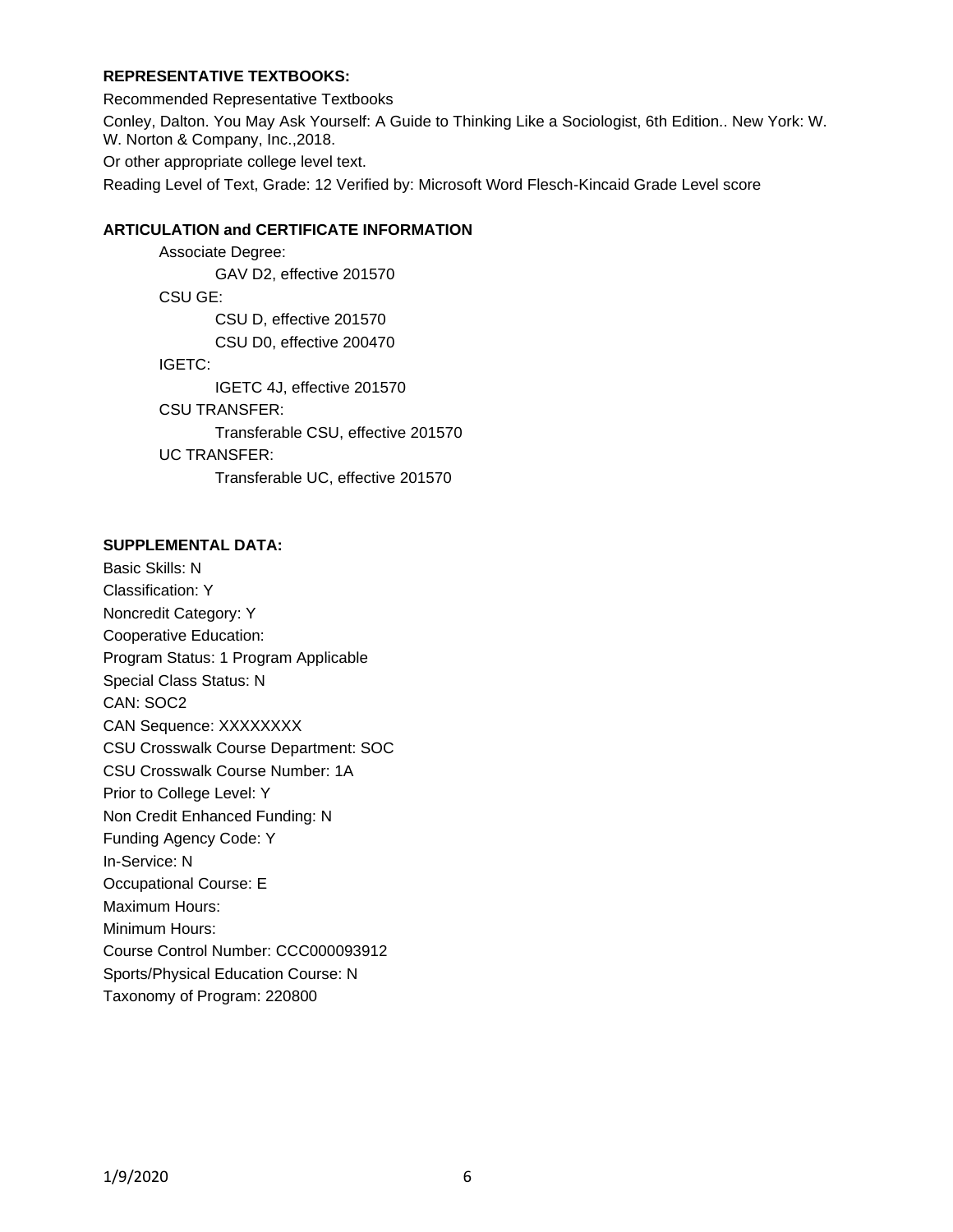**REPRESENTATIVE TEXTBOOKS:**

Recommended Representative Textbooks

Conley, Dalton. You May Ask Yourself: A Guide to Thinking Like a Sociologist, 6th Edition.. New York: W. W. Norton & Company, Inc.,2018.

Or other appropriate college level text.

Reading Level of Text, Grade: 12 Verified by: Microsoft Word Flesch-Kincaid Grade Level score

**ARTICULATION and CERTIFICATE INFORMATION**

Associate Degree:
- GAV D2, effective 201570

CSU GE:
- CSU D, effective 201570
- CSU D0, effective 200470

IGETC:
- IGETC 4J, effective 201570

CSU TRANSFER:
- Transferable CSU, effective 201570

UC TRANSFER:
- Transferable UC, effective 201570

**SUPPLEMENTAL DATA:**

Basic Skills: N
Classification: Y
Noncredit Category: Y
Cooperative Education:
Program Status: 1 Program Applicable
Special Class Status: N
CAN: SOC2
CAN Sequence: XXXXXXXX
CSU Crosswalk Course Department: SOC
CSU Crosswalk Course Number: 1A
Prior to College Level: Y
Non Credit Enhanced Funding: N
Funding Agency Code: Y
In-Service: N
Occupational Course: E
Maximum Hours:
Minimum Hours:
Course Control Number: CCC000093912
Sports/Physical Education Course: N
Taxonomy of Program: 220800